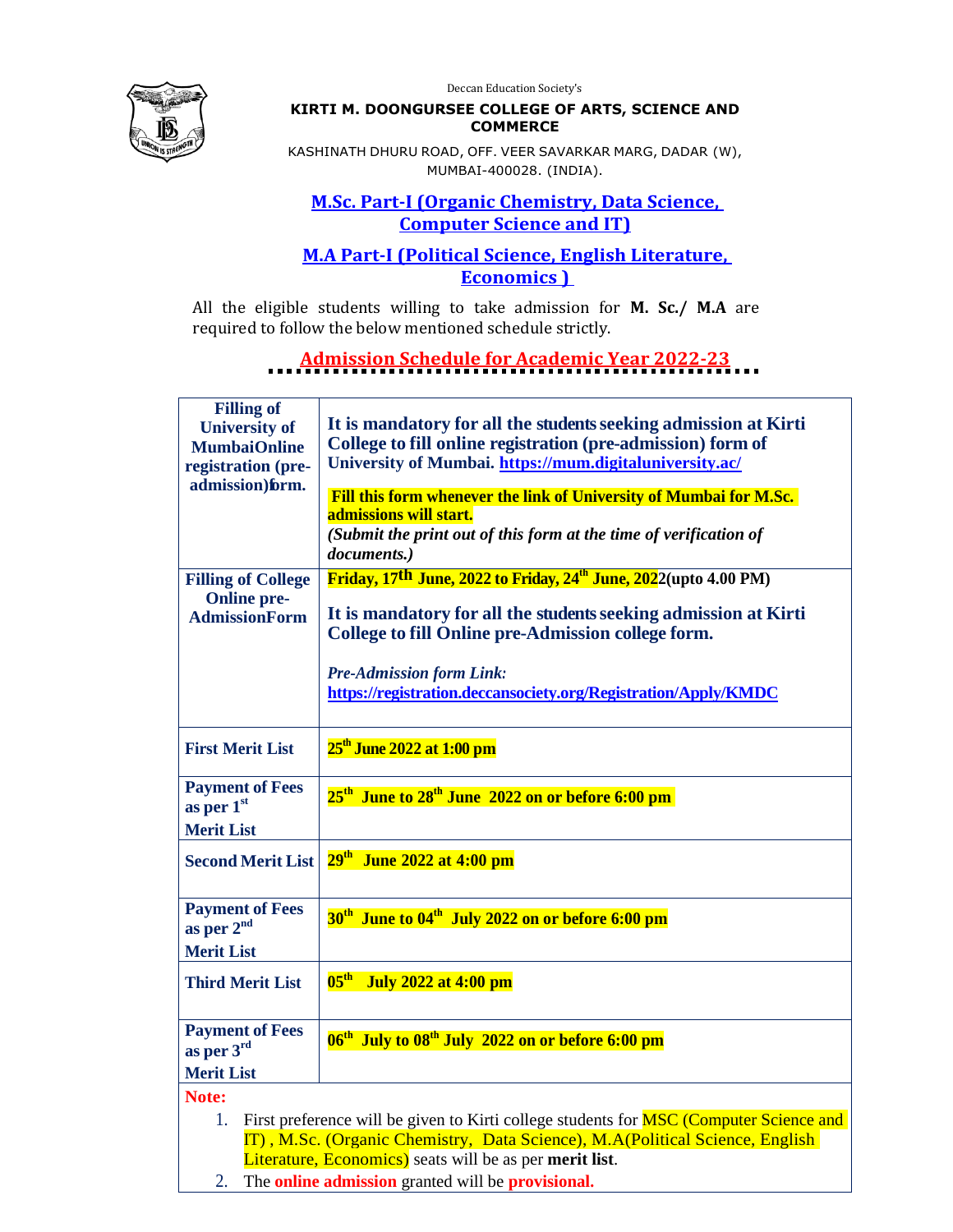Deccan Education Society's

**KIRTI M. DOONGURSEE COLLEGE OF ARTS, SCIENCE AND COMMERCE**

KASHINATH DHURU ROAD, OFF. VEER SAVARKAR MARG, DADAR (W), MUMBAI-400028. (INDIA).

## M.Sc. Part-I (Organic Chemistry, Data Science, Computer Science and IT)

## M.A Part-I (Political Science, English Literature, Economics )

All the eligible students willing to take admission for **M. Sc./ M.A** are required to follow the below mentioned schedule strictly.

## Admission Schedule for Academic Year 2022-23

| | |
|---|---|
| **Filling of University of MumbaiOnline registration (pre-admission)form.** | **It is mandatory for all the students seeking admission at Kirti College to fill online registration (pre-admission) form of University of Mumbai. https://mum.digitaluniversity.ac/** <br><br> **Fill this form whenever the link of University of Mumbai for M.Sc. admissions will start.** <br> ***(Submit the print out of this form at the time of verification of documents.)*** |
| **Filling of College Online pre-AdmissionForm** | **Friday, 17th June, 2022 to Friday, 24th June, 2022(upto 4.00 PM)** <br><br> **It is mandatory for all the students seeking admission at Kirti College to fill Online pre-Admission college form.** <br><br> ***Pre-Admission form Link:*** <br> **https://registration.deccansociety.org/Registration/Apply/KMDC** |
| **First Merit List** | **25th June 2022 at 1:00 pm** |
| **Payment of Fees as per 1st Merit List** | **25th June to 28th June 2022 on or before 6:00 pm** |
| **Second Merit List** | **29th June 2022 at 4:00 pm** |
| **Payment of Fees as per 2nd Merit List** | **30th June to 04th July 2022 on or before 6:00 pm** |
| **Third Merit List** | **05th July 2022 at 4:00 pm** |
| **Payment of Fees as per 3rd Merit List** | **06th July to 08th July 2022 on or before 6:00 pm** |

**Note:**

1. First preference will be given to Kirti college students for MSC (Computer Science and IT) , M.Sc. (Organic Chemistry, Data Science), M.A(Political Science, English Literature, Economics) seats will be as per **merit list**.
2. The **online admission** granted will be **provisional.**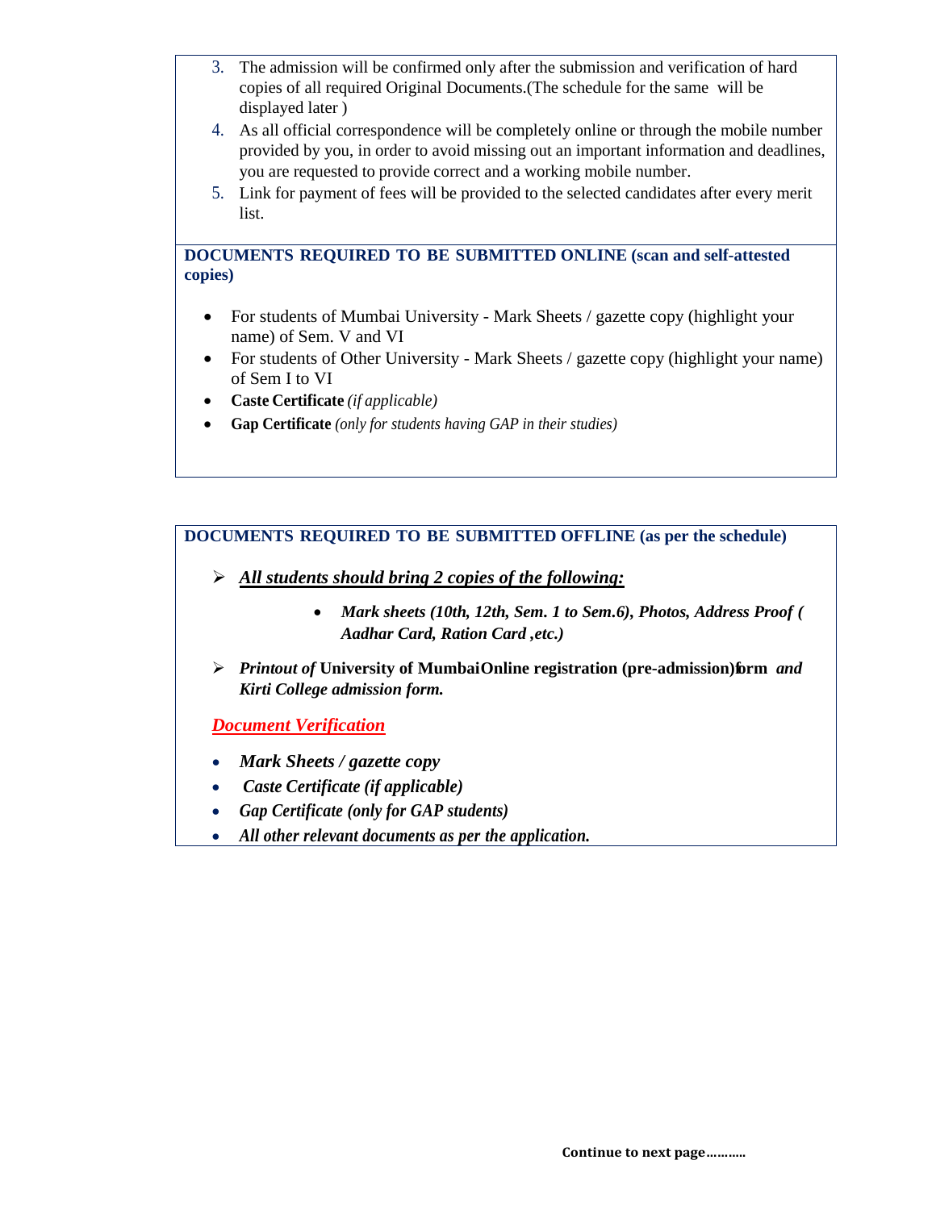3. The admission will be confirmed only after the submission and verification of hard copies of all required Original Documents.(The schedule for the same will be displayed later )
4. As all official correspondence will be completely online or through the mobile number provided by you, in order to avoid missing out an important information and deadlines, you are requested to provide correct and a working mobile number.
5. Link for payment of fees will be provided to the selected candidates after every merit list.

**DOCUMENTS REQUIRED TO BE SUBMITTED ONLINE (scan and self-attested copies)**

- For students of Mumbai University - Mark Sheets / gazette copy (highlight your name) of Sem. V and VI
- For students of Other University - Mark Sheets / gazette copy (highlight your name) of Sem I to VI
- **Caste Certificate** *(if applicable)*
- **Gap Certificate** *(only for students having GAP in their studies)*

**DOCUMENTS REQUIRED TO BE SUBMITTED OFFLINE (as per the schedule)**

- ***All students should bring 2 copies of the following:***
    - ***Mark sheets (10th, 12th, Sem. 1 to Sem.6), Photos, Address Proof ( Aadhar Card, Ration Card ,etc.)***
- *Printout of* **University of Mumbai Online registration (pre-admission) form** *and* ***Kirti College admission form.***

***Document Verification***

- ***Mark Sheets / gazette copy***
- ***Caste Certificate (if applicable)***
- ***Gap Certificate (only for GAP students)***
- ***All other relevant documents as per the application.***

**Continue to next page……….**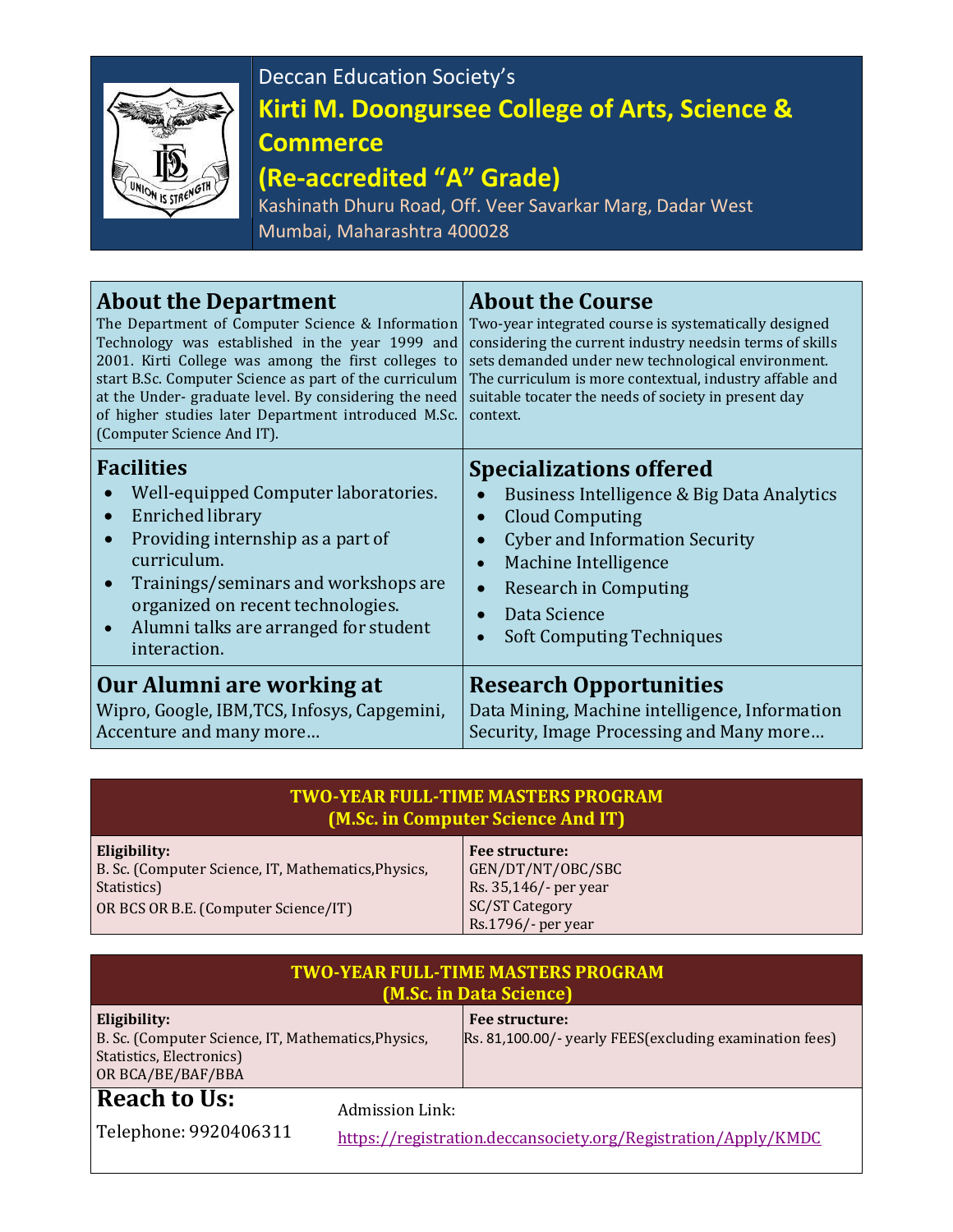Deccan Education Society's

# Kirti M. Doongursee College of Arts, Science & Commerce

## (Re-accredited "A" Grade)

Kashinath Dhuru Road, Off. Veer Savarkar Marg, Dadar West
Mumbai, Maharashtra 400028

## About the Department

The Department of Computer Science & Information Technology was established in the year 1999 and 2001. Kirti College was among the first colleges to start B.Sc. Computer Science as part of the curriculum at the Under- graduate level. By considering the need of higher studies later Department introduced M.Sc. (Computer Science And IT).

## About the Course

Two-year integrated course is systematically designed considering the current industry needsin terms of skills sets demanded under new technological environment. The curriculum is more contextual, industry affable and suitable tocater the needs of society in present day context.

## Facilities

- Well-equipped Computer laboratories.
- Enriched library
- Providing internship as a part of curriculum.
- Trainings/seminars and workshops are organized on recent technologies.
- Alumni talks are arranged for student interaction.

## Specializations offered

- Business Intelligence & Big Data Analytics
- Cloud Computing
- Cyber and Information Security
- Machine Intelligence
- Research in Computing
- Data Science
- Soft Computing Techniques

## Our Alumni are working at

Wipro, Google, IBM,TCS, Infosys, Capgemini, Accenture and many more…

## Research Opportunities

Data Mining, Machine intelligence, Information Security, Image Processing and Many more…

### TWO-YEAR FULL-TIME MASTERS PROGRAM (M.Sc. in Computer Science And IT)

| Eligibility: | Fee structure: |
|---|---|
| B. Sc. (Computer Science, IT, Mathematics,Physics, Statistics)<br>OR BCS OR B.E. (Computer Science/IT) | GEN/DT/NT/OBC/SBC<br>Rs. 35,146/- per year<br>SC/ST Category<br>Rs.1796/- per year |

### TWO-YEAR FULL-TIME MASTERS PROGRAM (M.Sc. in Data Science)

| Eligibility: | Fee structure: |
|---|---|
| B. Sc. (Computer Science, IT, Mathematics,Physics, Statistics, Electronics)<br>OR BCA/BE/BAF/BBA | Rs. 81,100.00/- yearly FEES(excluding examination fees) |

## Reach to Us:

Telephone: 9920406311

Admission Link:

https://registration.deccansociety.org/Registration/Apply/KMDC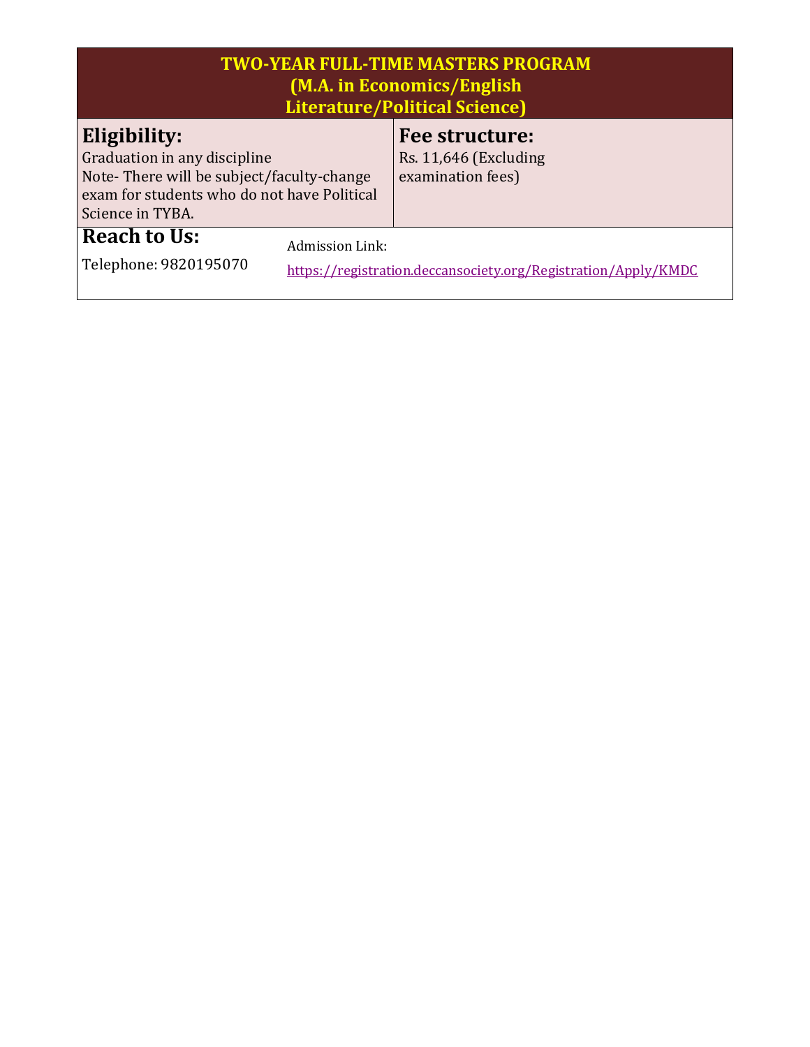## TWO-YEAR FULL-TIME MASTERS PROGRAM (M.A. in Economics/English Literature/Political Science)

| **Eligibility:** | **Fee structure:** |
| --- | --- |
| Graduation in any discipline<br>Note- There will be subject/faculty-change exam for students who do not have Political Science in TYBA. | Rs. 11,646 (Excluding examination fees) |

| **Reach to Us:** | Admission Link: |
| --- | --- |
| Telephone: 9820195070 | https://registration.deccansociety.org/Registration/Apply/KMDC |